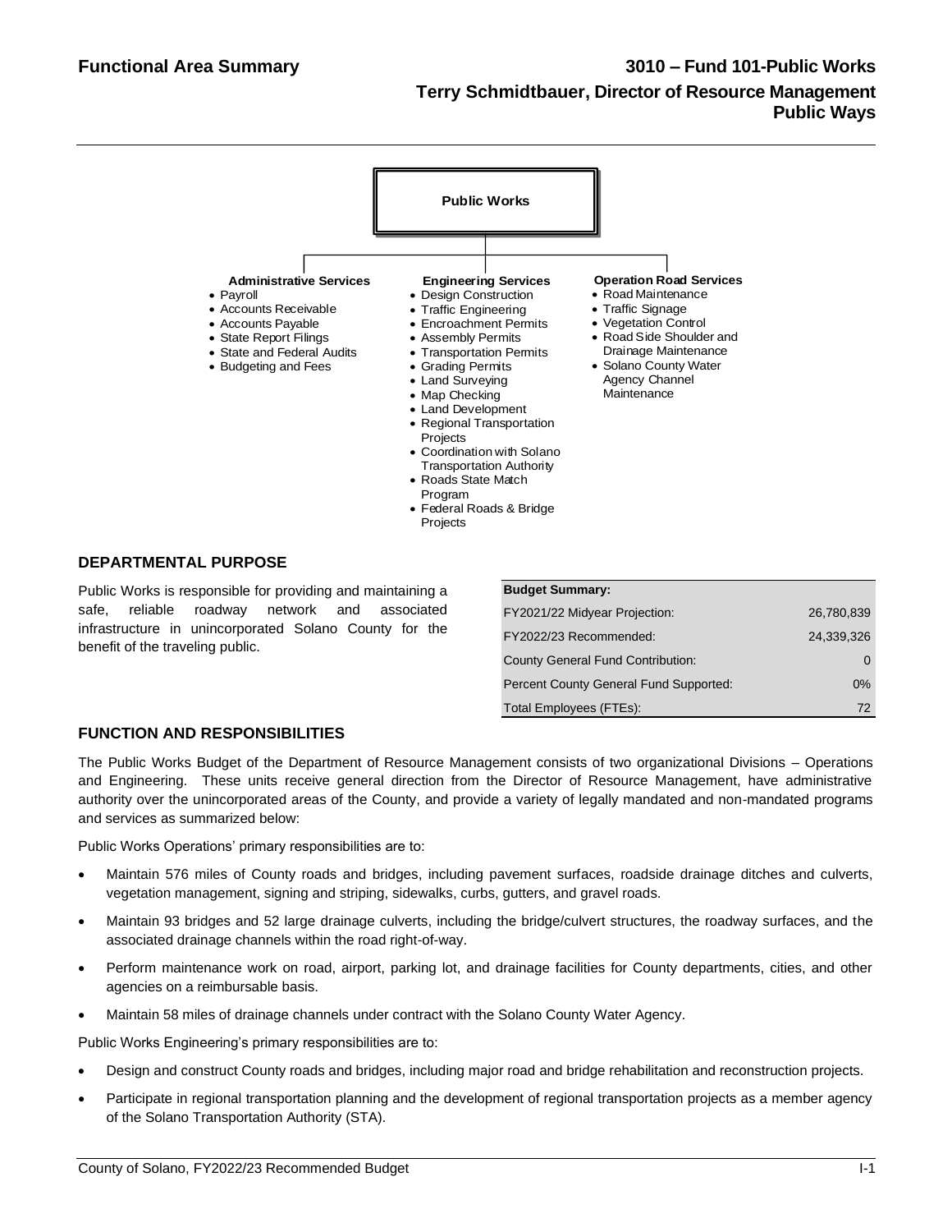**Functional Area Summary**

**3010 – Fund 101-Public Works**
**Terry Schmidtbauer, Director of Resource Management**
**Public Ways**

**Public Works**

**Administrative Services**
- Payroll
- Accounts Receivable
- Accounts Payable
- State Report Filings
- State and Federal Audits
- Budgeting and Fees

**Engineering Services**
- Design Construction
- Traffic Engineering
- Encroachment Permits
- Assembly Permits
- Transportation Permits
- Grading Permits
- Land Surveying
- Map Checking
- Land Development
- Regional Transportation Projects
- Coordination with Solano Transportation Authority
- Roads State Match Program
- Federal Roads & Bridge Projects

**Operation Road Services**
- Road Maintenance
- Traffic Signage
- Vegetation Control
- Road Side Shoulder and Drainage Maintenance
- Solano County Water Agency Channel Maintenance

## DEPARTMENTAL PURPOSE

Public Works is responsible for providing and maintaining a safe, reliable roadway network and associated infrastructure in unincorporated Solano County for the benefit of the traveling public.

| Budget Summary: | |
|---|---|
| FY2021/22 Midyear Projection: | 26,780,839 |
| FY2022/23 Recommended: | 24,339,326 |
| County General Fund Contribution: | 0 |
| Percent County General Fund Supported: | 0% |
| Total Employees (FTEs): | 72 |

## FUNCTION AND RESPONSIBILITIES

The Public Works Budget of the Department of Resource Management consists of two organizational Divisions – Operations and Engineering. These units receive general direction from the Director of Resource Management, have administrative authority over the unincorporated areas of the County, and provide a variety of legally mandated and non-mandated programs and services as summarized below:

Public Works Operations' primary responsibilities are to:

- Maintain 576 miles of County roads and bridges, including pavement surfaces, roadside drainage ditches and culverts, vegetation management, signing and striping, sidewalks, curbs, gutters, and gravel roads.
- Maintain 93 bridges and 52 large drainage culverts, including the bridge/culvert structures, the roadway surfaces, and the associated drainage channels within the road right-of-way.
- Perform maintenance work on road, airport, parking lot, and drainage facilities for County departments, cities, and other agencies on a reimbursable basis.
- Maintain 58 miles of drainage channels under contract with the Solano County Water Agency.

Public Works Engineering's primary responsibilities are to:

- Design and construct County roads and bridges, including major road and bridge rehabilitation and reconstruction projects.
- Participate in regional transportation planning and the development of regional transportation projects as a member agency of the Solano Transportation Authority (STA).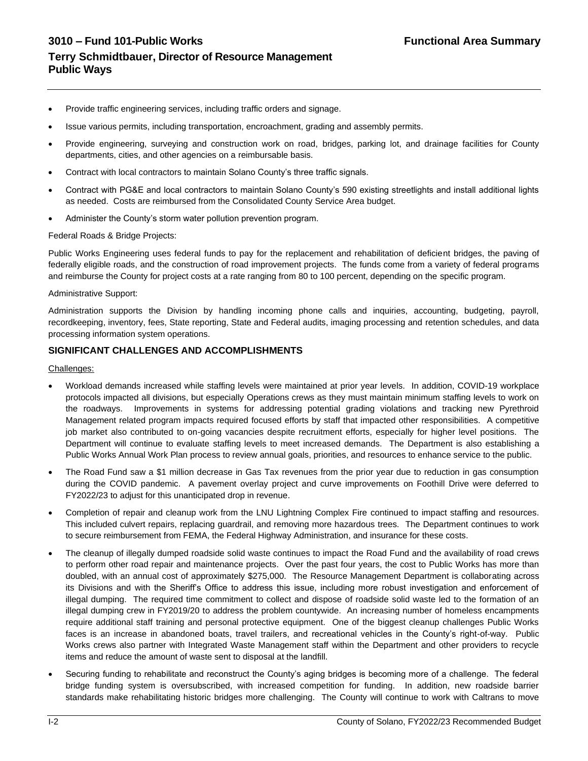- Provide traffic engineering services, including traffic orders and signage.
- Issue various permits, including transportation, encroachment, grading and assembly permits.
- Provide engineering, surveying and construction work on road, bridges, parking lot, and drainage facilities for County departments, cities, and other agencies on a reimbursable basis.
- Contract with local contractors to maintain Solano County's three traffic signals.
- Contract with PG&E and local contractors to maintain Solano County's 590 existing streetlights and install additional lights as needed. Costs are reimbursed from the Consolidated County Service Area budget.
- Administer the County's storm water pollution prevention program.

Federal Roads & Bridge Projects:

Public Works Engineering uses federal funds to pay for the replacement and rehabilitation of deficient bridges, the paving of federally eligible roads, and the construction of road improvement projects. The funds come from a variety of federal programs and reimburse the County for project costs at a rate ranging from 80 to 100 percent, depending on the specific program.

Administrative Support:

Administration supports the Division by handling incoming phone calls and inquiries, accounting, budgeting, payroll, recordkeeping, inventory, fees, State reporting, State and Federal audits, imaging processing and retention schedules, and data processing information system operations.

## SIGNIFICANT CHALLENGES AND ACCOMPLISHMENTS

Challenges:

- Workload demands increased while staffing levels were maintained at prior year levels. In addition, COVID-19 workplace protocols impacted all divisions, but especially Operations crews as they must maintain minimum staffing levels to work on the roadways. Improvements in systems for addressing potential grading violations and tracking new Pyrethroid Management related program impacts required focused efforts by staff that impacted other responsibilities. A competitive job market also contributed to on-going vacancies despite recruitment efforts, especially for higher level positions. The Department will continue to evaluate staffing levels to meet increased demands. The Department is also establishing a Public Works Annual Work Plan process to review annual goals, priorities, and resources to enhance service to the public.
- The Road Fund saw a $1 million decrease in Gas Tax revenues from the prior year due to reduction in gas consumption during the COVID pandemic. A pavement overlay project and curve improvements on Foothill Drive were deferred to FY2022/23 to adjust for this unanticipated drop in revenue.
- Completion of repair and cleanup work from the LNU Lightning Complex Fire continued to impact staffing and resources. This included culvert repairs, replacing guardrail, and removing more hazardous trees. The Department continues to work to secure reimbursement from FEMA, the Federal Highway Administration, and insurance for these costs.
- The cleanup of illegally dumped roadside solid waste continues to impact the Road Fund and the availability of road crews to perform other road repair and maintenance projects. Over the past four years, the cost to Public Works has more than doubled, with an annual cost of approximately $275,000. The Resource Management Department is collaborating across its Divisions and with the Sheriff's Office to address this issue, including more robust investigation and enforcement of illegal dumping. The required time commitment to collect and dispose of roadside solid waste led to the formation of an illegal dumping crew in FY2019/20 to address the problem countywide. An increasing number of homeless encampments require additional staff training and personal protective equipment. One of the biggest cleanup challenges Public Works faces is an increase in abandoned boats, travel trailers, and recreational vehicles in the County's right-of-way. Public Works crews also partner with Integrated Waste Management staff within the Department and other providers to recycle items and reduce the amount of waste sent to disposal at the landfill.
- Securing funding to rehabilitate and reconstruct the County's aging bridges is becoming more of a challenge. The federal bridge funding system is oversubscribed, with increased competition for funding. In addition, new roadside barrier standards make rehabilitating historic bridges more challenging. The County will continue to work with Caltrans to move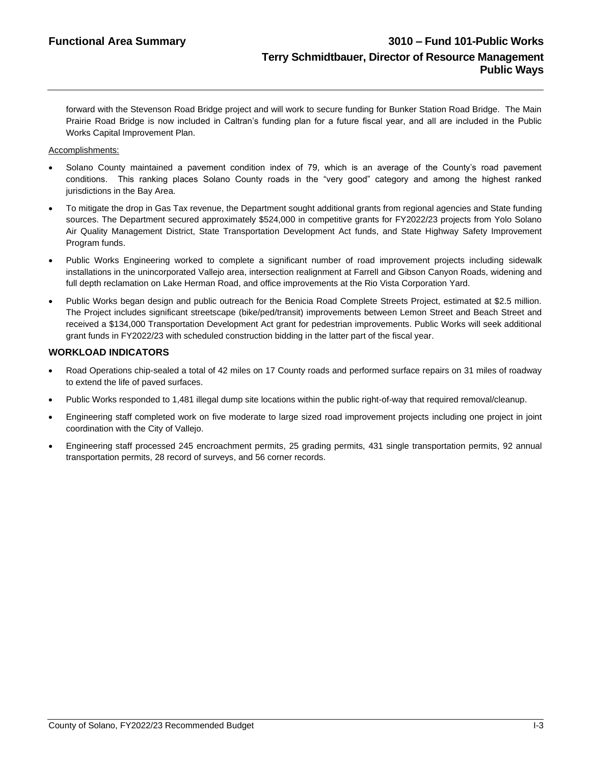forward with the Stevenson Road Bridge project and will work to secure funding for Bunker Station Road Bridge. The Main Prairie Road Bridge is now included in Caltran's funding plan for a future fiscal year, and all are included in the Public Works Capital Improvement Plan.

Accomplishments:

- Solano County maintained a pavement condition index of 79, which is an average of the County's road pavement conditions. This ranking places Solano County roads in the "very good" category and among the highest ranked jurisdictions in the Bay Area.
- To mitigate the drop in Gas Tax revenue, the Department sought additional grants from regional agencies and State funding sources. The Department secured approximately $524,000 in competitive grants for FY2022/23 projects from Yolo Solano Air Quality Management District, State Transportation Development Act funds, and State Highway Safety Improvement Program funds.
- Public Works Engineering worked to complete a significant number of road improvement projects including sidewalk installations in the unincorporated Vallejo area, intersection realignment at Farrell and Gibson Canyon Roads, widening and full depth reclamation on Lake Herman Road, and office improvements at the Rio Vista Corporation Yard.
- Public Works began design and public outreach for the Benicia Road Complete Streets Project, estimated at $2.5 million. The Project includes significant streetscape (bike/ped/transit) improvements between Lemon Street and Beach Street and received a $134,000 Transportation Development Act grant for pedestrian improvements. Public Works will seek additional grant funds in FY2022/23 with scheduled construction bidding in the latter part of the fiscal year.

## WORKLOAD INDICATORS

- Road Operations chip-sealed a total of 42 miles on 17 County roads and performed surface repairs on 31 miles of roadway to extend the life of paved surfaces.
- Public Works responded to 1,481 illegal dump site locations within the public right-of-way that required removal/cleanup.
- Engineering staff completed work on five moderate to large sized road improvement projects including one project in joint coordination with the City of Vallejo.
- Engineering staff processed 245 encroachment permits, 25 grading permits, 431 single transportation permits, 92 annual transportation permits, 28 record of surveys, and 56 corner records.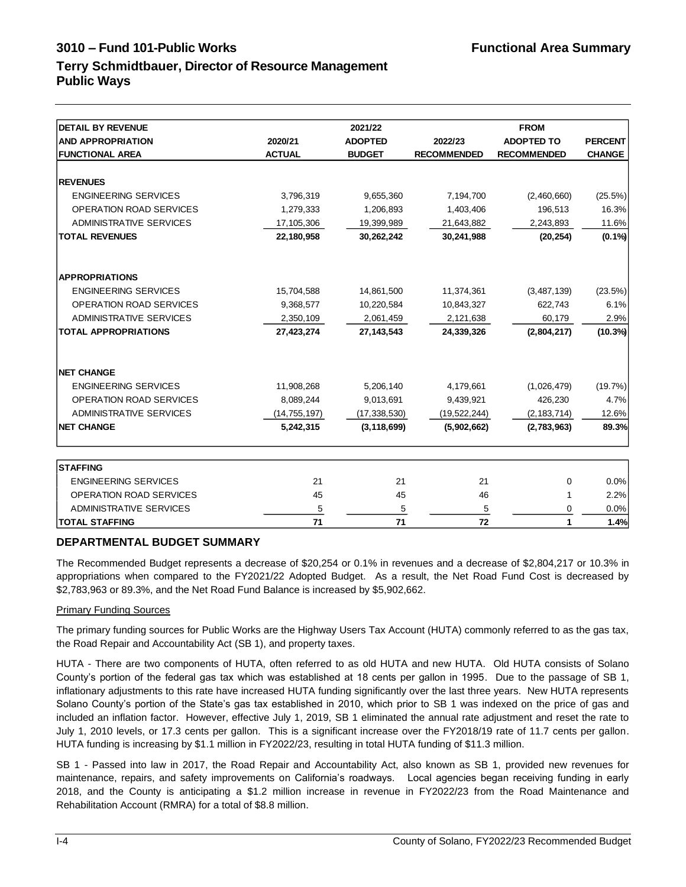# 3010 – Fund 101-Public Works

**Functional Area Summary**

## Terry Schmidtbauer, Director of Resource Management
## Public Ways

| DETAIL BY REVENUE AND APPROPRIATION FUNCTIONAL AREA | 2020/21 ACTUAL | 2021/22 ADOPTED BUDGET | 2022/23 RECOMMENDED | FROM ADOPTED TO RECOMMENDED | PERCENT CHANGE |
|---|---|---|---|---|---|
| **REVENUES** | | | | | |
| ENGINEERING SERVICES | 3,796,319 | 9,655,360 | 7,194,700 | (2,460,660) | (25.5%) |
| OPERATION ROAD SERVICES | 1,279,333 | 1,206,893 | 1,403,406 | 196,513 | 16.3% |
| ADMINISTRATIVE SERVICES | 17,105,306 | 19,399,989 | 21,643,882 | 2,243,893 | 11.6% |
| **TOTAL REVENUES** | **22,180,958** | **30,262,242** | **30,241,988** | **(20,254)** | **(0.1%)** |
| **APPROPRIATIONS** | | | | | |
| ENGINEERING SERVICES | 15,704,588 | 14,861,500 | 11,374,361 | (3,487,139) | (23.5%) |
| OPERATION ROAD SERVICES | 9,368,577 | 10,220,584 | 10,843,327 | 622,743 | 6.1% |
| ADMINISTRATIVE SERVICES | 2,350,109 | 2,061,459 | 2,121,638 | 60,179 | 2.9% |
| **TOTAL APPROPRIATIONS** | **27,423,274** | **27,143,543** | **24,339,326** | **(2,804,217)** | **(10.3%)** |
| **NET CHANGE** | | | | | |
| ENGINEERING SERVICES | 11,908,268 | 5,206,140 | 4,179,661 | (1,026,479) | (19.7%) |
| OPERATION ROAD SERVICES | 8,089,244 | 9,013,691 | 9,439,921 | 426,230 | 4.7% |
| ADMINISTRATIVE SERVICES | (14,755,197) | (17,338,530) | (19,522,244) | (2,183,714) | 12.6% |
| **NET CHANGE** | **5,242,315** | **(3,118,699)** | **(5,902,662)** | **(2,783,963)** | **89.3%** |

| STAFFING | 2020/21 ACTUAL | 2021/22 ADOPTED BUDGET | 2022/23 RECOMMENDED | FROM ADOPTED TO RECOMMENDED | PERCENT CHANGE |
|---|---|---|---|---|---|
| ENGINEERING SERVICES | 21 | 21 | 21 | 0 | 0.0% |
| OPERATION ROAD SERVICES | 45 | 45 | 46 | 1 | 2.2% |
| ADMINISTRATIVE SERVICES | 5 | 5 | 5 | 0 | 0.0% |
| **TOTAL STAFFING** | **71** | **71** | **72** | **1** | **1.4%** |

### DEPARTMENTAL BUDGET SUMMARY

The Recommended Budget represents a decrease of $20,254 or 0.1% in revenues and a decrease of $2,804,217 or 10.3% in appropriations when compared to the FY2021/22 Adopted Budget. As a result, the Net Road Fund Cost is decreased by $2,783,963 or 89.3%, and the Net Road Fund Balance is increased by $5,902,662.

Primary Funding Sources

The primary funding sources for Public Works are the Highway Users Tax Account (HUTA) commonly referred to as the gas tax, the Road Repair and Accountability Act (SB 1), and property taxes.

HUTA - There are two components of HUTA, often referred to as old HUTA and new HUTA. Old HUTA consists of Solano County's portion of the federal gas tax which was established at 18 cents per gallon in 1995. Due to the passage of SB 1, inflationary adjustments to this rate have increased HUTA funding significantly over the last three years. New HUTA represents Solano County's portion of the State's gas tax established in 2010, which prior to SB 1 was indexed on the price of gas and included an inflation factor. However, effective July 1, 2019, SB 1 eliminated the annual rate adjustment and reset the rate to July 1, 2010 levels, or 17.3 cents per gallon. This is a significant increase over the FY2018/19 rate of 11.7 cents per gallon. HUTA funding is increasing by $1.1 million in FY2022/23, resulting in total HUTA funding of $11.3 million.

SB 1 - Passed into law in 2017, the Road Repair and Accountability Act, also known as SB 1, provided new revenues for maintenance, repairs, and safety improvements on California's roadways. Local agencies began receiving funding in early 2018, and the County is anticipating a $1.2 million increase in revenue in FY2022/23 from the Road Maintenance and Rehabilitation Account (RMRA) for a total of $8.8 million.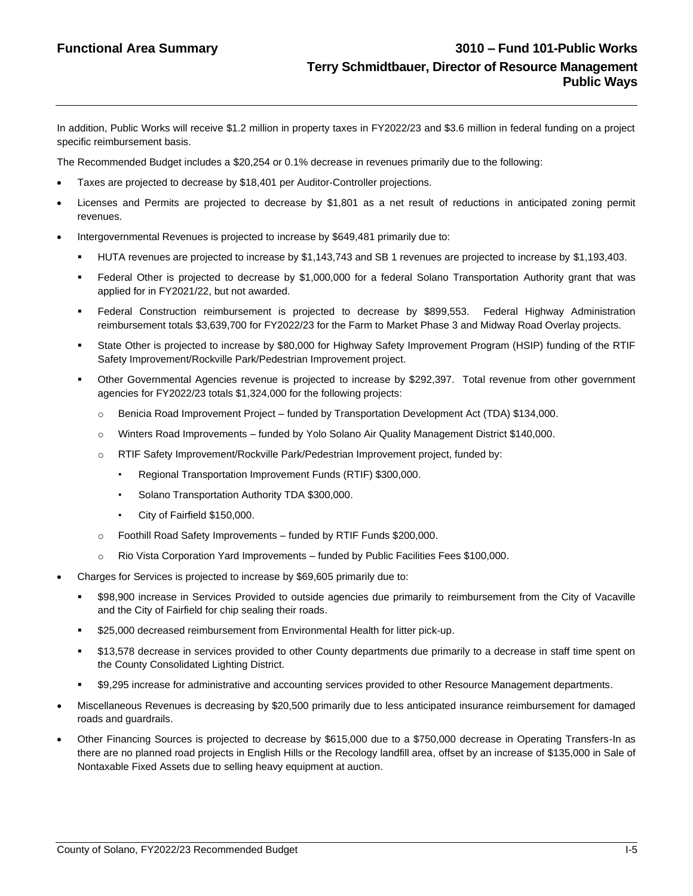In addition, Public Works will receive $1.2 million in property taxes in FY2022/23 and $3.6 million in federal funding on a project specific reimbursement basis.

The Recommended Budget includes a $20,254 or 0.1% decrease in revenues primarily due to the following:

- Taxes are projected to decrease by $18,401 per Auditor-Controller projections.
- Licenses and Permits are projected to decrease by $1,801 as a net result of reductions in anticipated zoning permit revenues.
- Intergovernmental Revenues is projected to increase by $649,481 primarily due to:
  - HUTA revenues are projected to increase by $1,143,743 and SB 1 revenues are projected to increase by $1,193,403.
  - Federal Other is projected to decrease by $1,000,000 for a federal Solano Transportation Authority grant that was applied for in FY2021/22, but not awarded.
  - Federal Construction reimbursement is projected to decrease by $899,553. Federal Highway Administration reimbursement totals $3,639,700 for FY2022/23 for the Farm to Market Phase 3 and Midway Road Overlay projects.
  - State Other is projected to increase by $80,000 for Highway Safety Improvement Program (HSIP) funding of the RTIF Safety Improvement/Rockville Park/Pedestrian Improvement project.
  - Other Governmental Agencies revenue is projected to increase by $292,397. Total revenue from other government agencies for FY2022/23 totals $1,324,000 for the following projects:
    - Benicia Road Improvement Project – funded by Transportation Development Act (TDA) $134,000.
    - Winters Road Improvements – funded by Yolo Solano Air Quality Management District $140,000.
    - RTIF Safety Improvement/Rockville Park/Pedestrian Improvement project, funded by:
      - Regional Transportation Improvement Funds (RTIF) $300,000.
      - Solano Transportation Authority TDA $300,000.
      - City of Fairfield $150,000.
    - Foothill Road Safety Improvements – funded by RTIF Funds $200,000.
    - Rio Vista Corporation Yard Improvements – funded by Public Facilities Fees $100,000.
- Charges for Services is projected to increase by $69,605 primarily due to:
  - $98,900 increase in Services Provided to outside agencies due primarily to reimbursement from the City of Vacaville and the City of Fairfield for chip sealing their roads.
  - $25,000 decreased reimbursement from Environmental Health for litter pick-up.
  - $13,578 decrease in services provided to other County departments due primarily to a decrease in staff time spent on the County Consolidated Lighting District.
  - $9,295 increase for administrative and accounting services provided to other Resource Management departments.
- Miscellaneous Revenues is decreasing by $20,500 primarily due to less anticipated insurance reimbursement for damaged roads and guardrails.
- Other Financing Sources is projected to decrease by $615,000 due to a $750,000 decrease in Operating Transfers-In as there are no planned road projects in English Hills or the Recology landfill area, offset by an increase of $135,000 in Sale of Nontaxable Fixed Assets due to selling heavy equipment at auction.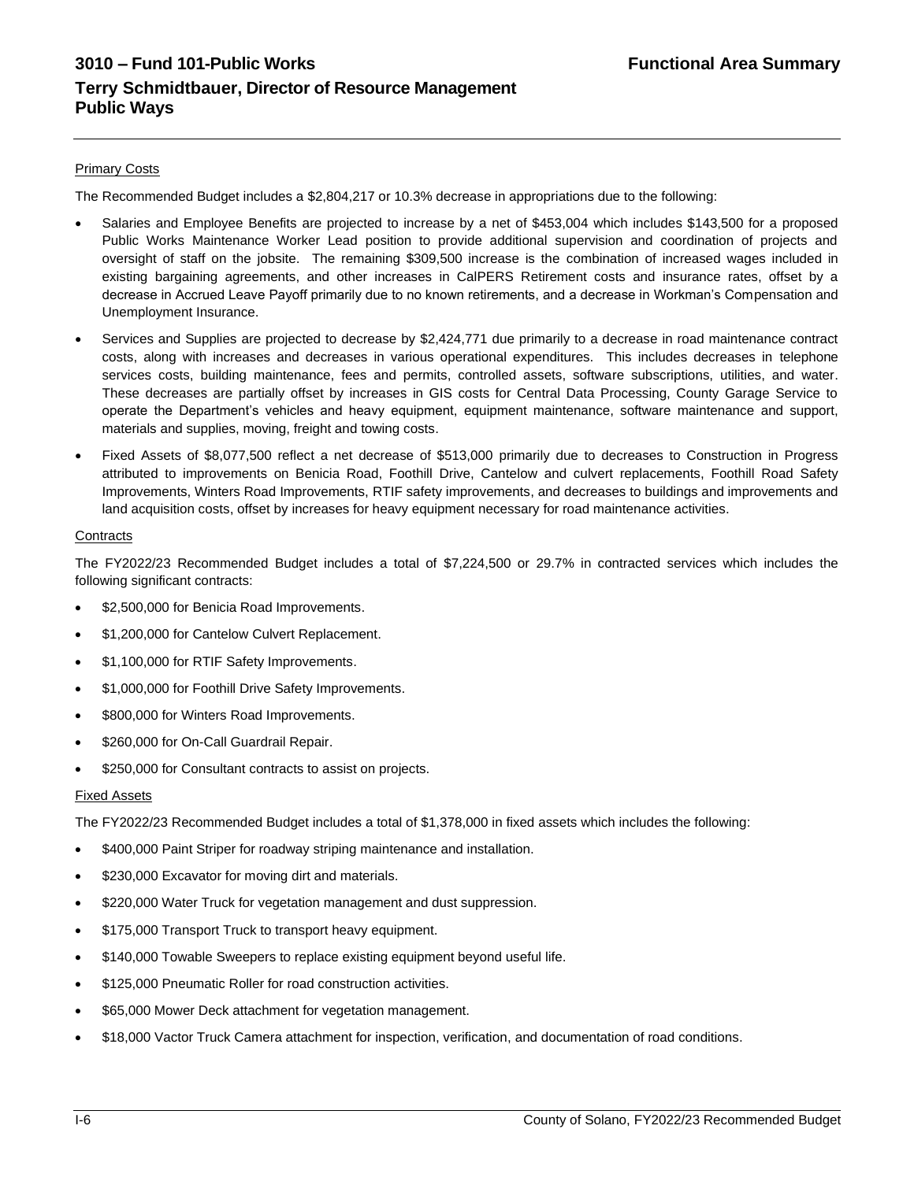# 3010 – Fund 101-Public Works

**Functional Area Summary**

## Terry Schmidtbauer, Director of Resource Management
## Public Ways

<u>Primary Costs</u>

The Recommended Budget includes a $2,804,217 or 10.3% decrease in appropriations due to the following:

- Salaries and Employee Benefits are projected to increase by a net of $453,004 which includes $143,500 for a proposed Public Works Maintenance Worker Lead position to provide additional supervision and coordination of projects and oversight of staff on the jobsite. The remaining $309,500 increase is the combination of increased wages included in existing bargaining agreements, and other increases in CalPERS Retirement costs and insurance rates, offset by a decrease in Accrued Leave Payoff primarily due to no known retirements, and a decrease in Workman's Compensation and Unemployment Insurance.
- Services and Supplies are projected to decrease by $2,424,771 due primarily to a decrease in road maintenance contract costs, along with increases and decreases in various operational expenditures. This includes decreases in telephone services costs, building maintenance, fees and permits, controlled assets, software subscriptions, utilities, and water. These decreases are partially offset by increases in GIS costs for Central Data Processing, County Garage Service to operate the Department's vehicles and heavy equipment, equipment maintenance, software maintenance and support, materials and supplies, moving, freight and towing costs.
- Fixed Assets of $8,077,500 reflect a net decrease of $513,000 primarily due to decreases to Construction in Progress attributed to improvements on Benicia Road, Foothill Drive, Cantelow and culvert replacements, Foothill Road Safety Improvements, Winters Road Improvements, RTIF safety improvements, and decreases to buildings and improvements and land acquisition costs, offset by increases for heavy equipment necessary for road maintenance activities.

<u>Contracts</u>

The FY2022/23 Recommended Budget includes a total of $7,224,500 or 29.7% in contracted services which includes the following significant contracts:

- $2,500,000 for Benicia Road Improvements.
- $1,200,000 for Cantelow Culvert Replacement.
- $1,100,000 for RTIF Safety Improvements.
- $1,000,000 for Foothill Drive Safety Improvements.
- $800,000 for Winters Road Improvements.
- $260,000 for On-Call Guardrail Repair.
- $250,000 for Consultant contracts to assist on projects.

<u>Fixed Assets</u>

The FY2022/23 Recommended Budget includes a total of $1,378,000 in fixed assets which includes the following:

- $400,000 Paint Striper for roadway striping maintenance and installation.
- $230,000 Excavator for moving dirt and materials.
- $220,000 Water Truck for vegetation management and dust suppression.
- $175,000 Transport Truck to transport heavy equipment.
- $140,000 Towable Sweepers to replace existing equipment beyond useful life.
- $125,000 Pneumatic Roller for road construction activities.
- $65,000 Mower Deck attachment for vegetation management.
- $18,000 Vactor Truck Camera attachment for inspection, verification, and documentation of road conditions.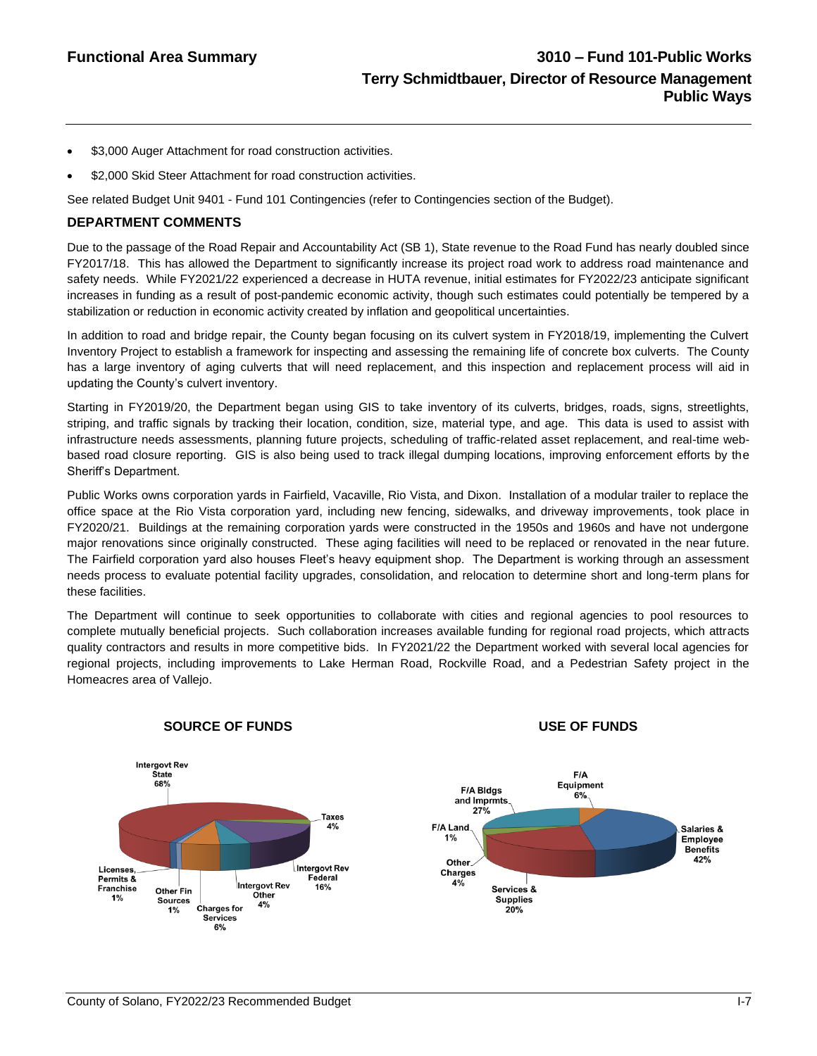- $3,000 Auger Attachment for road construction activities.
- $2,000 Skid Steer Attachment for road construction activities.

See related Budget Unit 9401 - Fund 101 Contingencies (refer to Contingencies section of the Budget).

## DEPARTMENT COMMENTS

Due to the passage of the Road Repair and Accountability Act (SB 1), State revenue to the Road Fund has nearly doubled since FY2017/18. This has allowed the Department to significantly increase its project road work to address road maintenance and safety needs. While FY2021/22 experienced a decrease in HUTA revenue, initial estimates for FY2022/23 anticipate significant increases in funding as a result of post-pandemic economic activity, though such estimates could potentially be tempered by a stabilization or reduction in economic activity created by inflation and geopolitical uncertainties.

In addition to road and bridge repair, the County began focusing on its culvert system in FY2018/19, implementing the Culvert Inventory Project to establish a framework for inspecting and assessing the remaining life of concrete box culverts. The County has a large inventory of aging culverts that will need replacement, and this inspection and replacement process will aid in updating the County's culvert inventory.

Starting in FY2019/20, the Department began using GIS to take inventory of its culverts, bridges, roads, signs, streetlights, striping, and traffic signals by tracking their location, condition, size, material type, and age. This data is used to assist with infrastructure needs assessments, planning future projects, scheduling of traffic-related asset replacement, and real-time web-based road closure reporting. GIS is also being used to track illegal dumping locations, improving enforcement efforts by the Sheriff's Department.

Public Works owns corporation yards in Fairfield, Vacaville, Rio Vista, and Dixon. Installation of a modular trailer to replace the office space at the Rio Vista corporation yard, including new fencing, sidewalks, and driveway improvements, took place in FY2020/21. Buildings at the remaining corporation yards were constructed in the 1950s and 1960s and have not undergone major renovations since originally constructed. These aging facilities will need to be replaced or renovated in the near future. The Fairfield corporation yard also houses Fleet's heavy equipment shop. The Department is working through an assessment needs process to evaluate potential facility upgrades, consolidation, and relocation to determine short and long-term plans for these facilities.

The Department will continue to seek opportunities to collaborate with cities and regional agencies to pool resources to complete mutually beneficial projects. Such collaboration increases available funding for regional road projects, which attracts quality contractors and results in more competitive bids. In FY2021/22 the Department worked with several local agencies for regional projects, including improvements to Lake Herman Road, Rockville Road, and a Pedestrian Safety project in the Homeacres area of Vallejo.

### SOURCE OF FUNDS

| Source | Percent |
|---|---|
| Intergovt Rev State | 68% |
| Taxes | 4% |
| Intergovt Rev Federal | 16% |
| Intergovt Rev Other | 4% |
| Charges for Services | 6% |
| Other Fin Sources | 1% |
| Licenses, Permits & Franchise | 1% |

### USE OF FUNDS

| Use | Percent |
|---|---|
| F/A Equipment | 6% |
| Salaries & Employee Benefits | 42% |
| Services & Supplies | 20% |
| Other Charges | 4% |
| F/A Land | 1% |
| F/A Bldgs and Imprmts | 27% |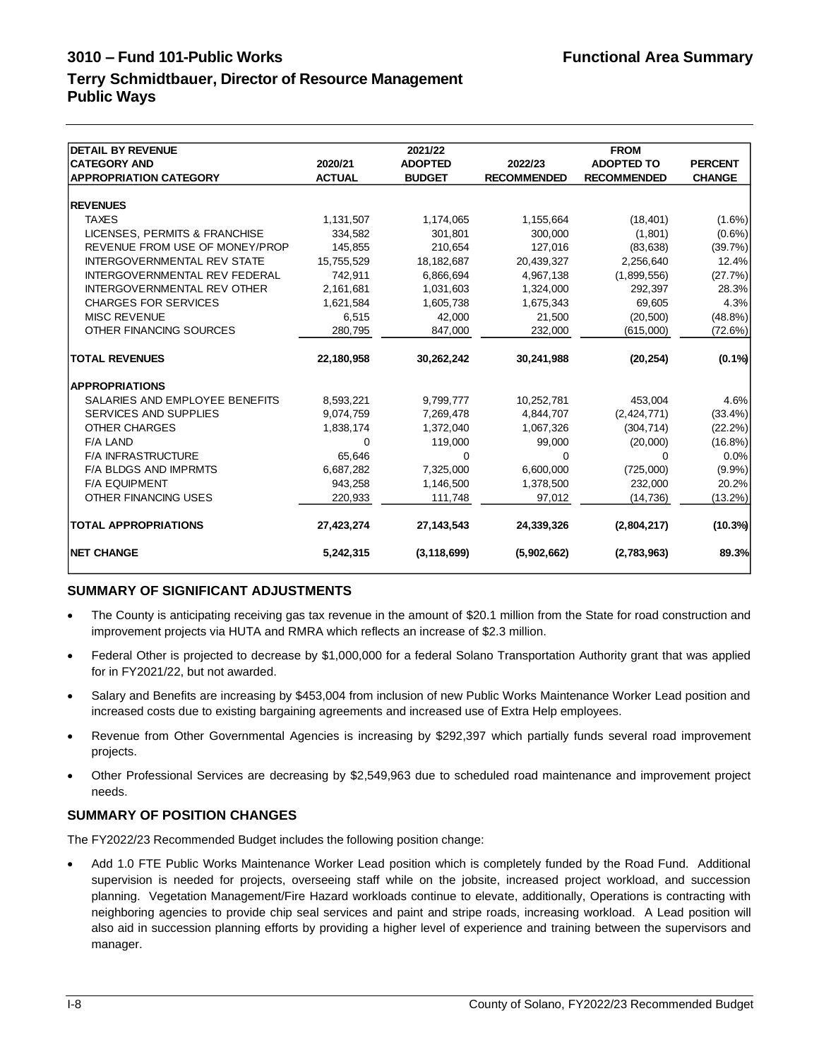# 3010 – Fund 101-Public Works

**Functional Area Summary**

## Terry Schmidtbauer, Director of Resource Management
## Public Ways

| DETAIL BY REVENUE CATEGORY AND APPROPRIATION CATEGORY | 2020/21 ACTUAL | 2021/22 ADOPTED BUDGET | 2022/23 RECOMMENDED | FROM ADOPTED TO RECOMMENDED | PERCENT CHANGE |
|---|---|---|---|---|---|
| **REVENUES** | | | | | |
| TAXES | 1,131,507 | 1,174,065 | 1,155,664 | (18,401) | (1.6%) |
| LICENSES, PERMITS & FRANCHISE | 334,582 | 301,801 | 300,000 | (1,801) | (0.6%) |
| REVENUE FROM USE OF MONEY/PROP | 145,855 | 210,654 | 127,016 | (83,638) | (39.7%) |
| INTERGOVERNMENTAL REV STATE | 15,755,529 | 18,182,687 | 20,439,327 | 2,256,640 | 12.4% |
| INTERGOVERNMENTAL REV FEDERAL | 742,911 | 6,866,694 | 4,967,138 | (1,899,556) | (27.7%) |
| INTERGOVERNMENTAL REV OTHER | 2,161,681 | 1,031,603 | 1,324,000 | 292,397 | 28.3% |
| CHARGES FOR SERVICES | 1,621,584 | 1,605,738 | 1,675,343 | 69,605 | 4.3% |
| MISC REVENUE | 6,515 | 42,000 | 21,500 | (20,500) | (48.8%) |
| OTHER FINANCING SOURCES | 280,795 | 847,000 | 232,000 | (615,000) | (72.6%) |
| **TOTAL REVENUES** | **22,180,958** | **30,262,242** | **30,241,988** | **(20,254)** | **(0.1%)** |
| **APPROPRIATIONS** | | | | | |
| SALARIES AND EMPLOYEE BENEFITS | 8,593,221 | 9,799,777 | 10,252,781 | 453,004 | 4.6% |
| SERVICES AND SUPPLIES | 9,074,759 | 7,269,478 | 4,844,707 | (2,424,771) | (33.4%) |
| OTHER CHARGES | 1,838,174 | 1,372,040 | 1,067,326 | (304,714) | (22.2%) |
| F/A LAND | 0 | 119,000 | 99,000 | (20,000) | (16.8%) |
| F/A INFRASTRUCTURE | 65,646 | 0 | 0 | 0 | 0.0% |
| F/A BLDGS AND IMPRMTS | 6,687,282 | 7,325,000 | 6,600,000 | (725,000) | (9.9%) |
| F/A EQUIPMENT | 943,258 | 1,146,500 | 1,378,500 | 232,000 | 20.2% |
| OTHER FINANCING USES | 220,933 | 111,748 | 97,012 | (14,736) | (13.2%) |
| **TOTAL APPROPRIATIONS** | **27,423,274** | **27,143,543** | **24,339,326** | **(2,804,217)** | **(10.3%)** |
| **NET CHANGE** | **5,242,315** | **(3,118,699)** | **(5,902,662)** | **(2,783,963)** | **89.3%** |

### SUMMARY OF SIGNIFICANT ADJUSTMENTS

- The County is anticipating receiving gas tax revenue in the amount of $20.1 million from the State for road construction and improvement projects via HUTA and RMRA which reflects an increase of $2.3 million.
- Federal Other is projected to decrease by $1,000,000 for a federal Solano Transportation Authority grant that was applied for in FY2021/22, but not awarded.
- Salary and Benefits are increasing by $453,004 from inclusion of new Public Works Maintenance Worker Lead position and increased costs due to existing bargaining agreements and increased use of Extra Help employees.
- Revenue from Other Governmental Agencies is increasing by $292,397 which partially funds several road improvement projects.
- Other Professional Services are decreasing by $2,549,963 due to scheduled road maintenance and improvement project needs.

### SUMMARY OF POSITION CHANGES

The FY2022/23 Recommended Budget includes the following position change:

- Add 1.0 FTE Public Works Maintenance Worker Lead position which is completely funded by the Road Fund. Additional supervision is needed for projects, overseeing staff while on the jobsite, increased project workload, and succession planning. Vegetation Management/Fire Hazard workloads continue to elevate, additionally, Operations is contracting with neighboring agencies to provide chip seal services and paint and stripe roads, increasing workload. A Lead position will also aid in succession planning efforts by providing a higher level of experience and training between the supervisors and manager.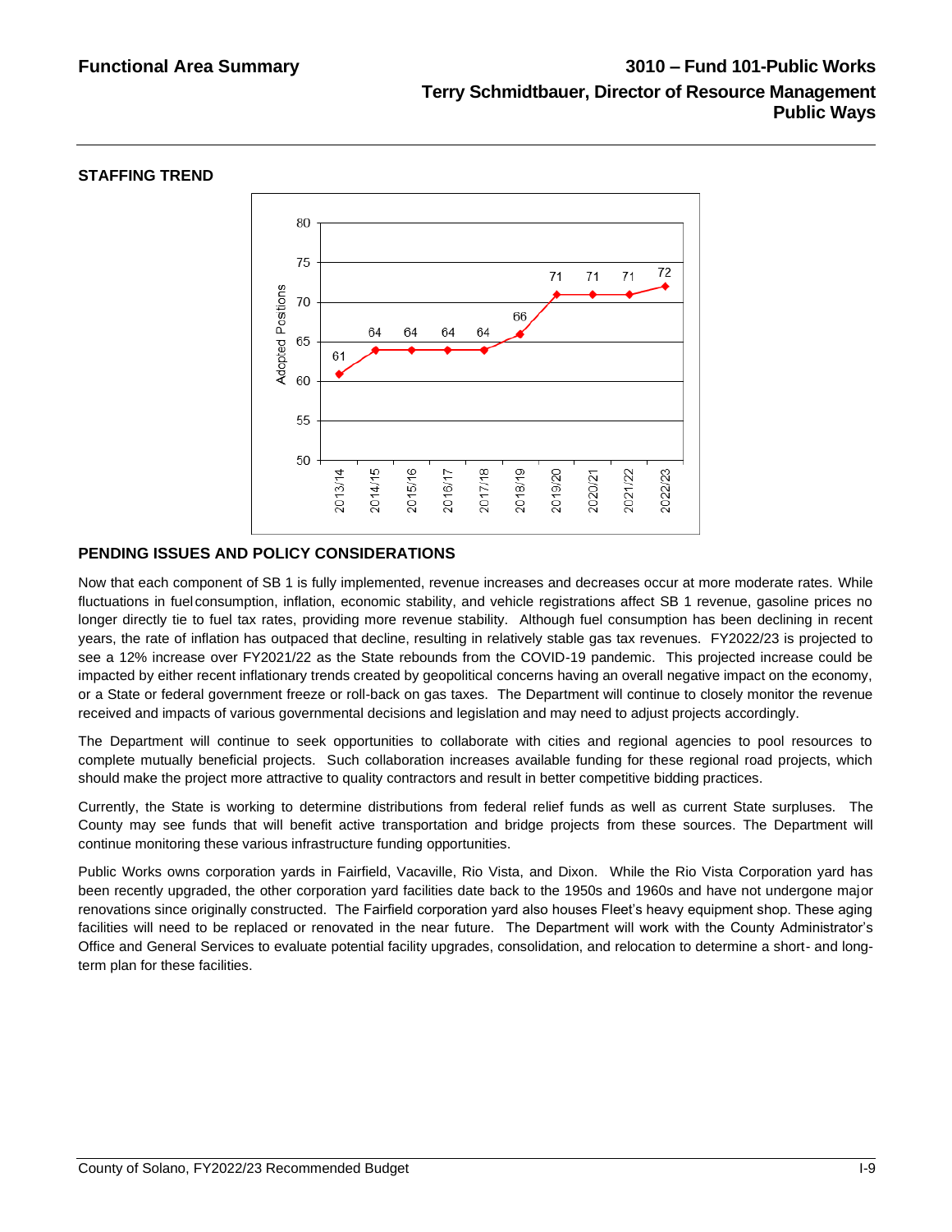## Functional Area Summary

## 3010 – Fund 101-Public Works
### Terry Schmidtbauer, Director of Resource Management
### Public Ways

### STAFFING TREND

| Fiscal Year | Adopted Positions |
| --- | --- |
| 2013/14 | 61 |
| 2014/15 | 64 |
| 2015/16 | 64 |
| 2016/17 | 64 |
| 2017/18 | 64 |
| 2018/19 | 66 |
| 2019/20 | 71 |
| 2020/21 | 71 |
| 2021/22 | 71 |
| 2022/23 | 72 |

### PENDING ISSUES AND POLICY CONSIDERATIONS

Now that each component of SB 1 is fully implemented, revenue increases and decreases occur at more moderate rates. While fluctuations in fuel consumption, inflation, economic stability, and vehicle registrations affect SB 1 revenue, gasoline prices no longer directly tie to fuel tax rates, providing more revenue stability. Although fuel consumption has been declining in recent years, the rate of inflation has outpaced that decline, resulting in relatively stable gas tax revenues. FY2022/23 is projected to see a 12% increase over FY2021/22 as the State rebounds from the COVID-19 pandemic. This projected increase could be impacted by either recent inflationary trends created by geopolitical concerns having an overall negative impact on the economy, or a State or federal government freeze or roll-back on gas taxes. The Department will continue to closely monitor the revenue received and impacts of various governmental decisions and legislation and may need to adjust projects accordingly.

The Department will continue to seek opportunities to collaborate with cities and regional agencies to pool resources to complete mutually beneficial projects. Such collaboration increases available funding for these regional road projects, which should make the project more attractive to quality contractors and result in better competitive bidding practices.

Currently, the State is working to determine distributions from federal relief funds as well as current State surpluses. The County may see funds that will benefit active transportation and bridge projects from these sources. The Department will continue monitoring these various infrastructure funding opportunities.

Public Works owns corporation yards in Fairfield, Vacaville, Rio Vista, and Dixon. While the Rio Vista Corporation yard has been recently upgraded, the other corporation yard facilities date back to the 1950s and 1960s and have not undergone major renovations since originally constructed. The Fairfield corporation yard also houses Fleet's heavy equipment shop. These aging facilities will need to be replaced or renovated in the near future. The Department will work with the County Administrator's Office and General Services to evaluate potential facility upgrades, consolidation, and relocation to determine a short- and long-term plan for these facilities.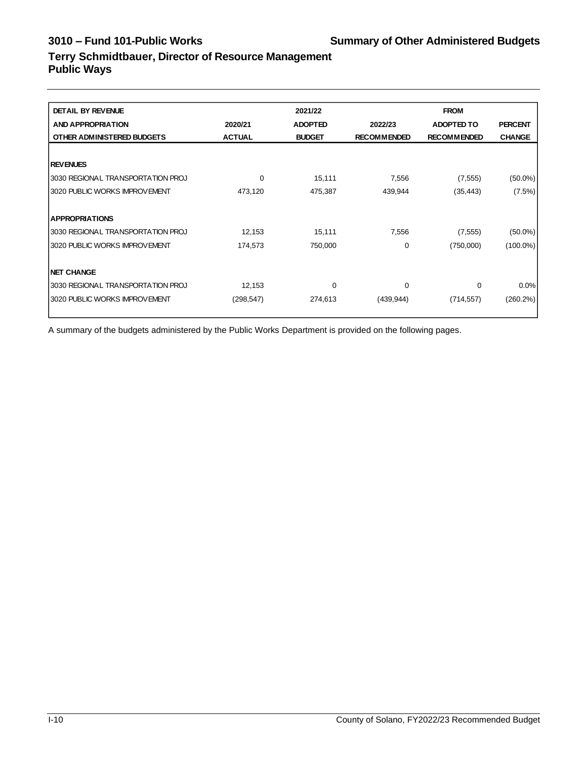# 3010 – Fund 101-Public Works

## Summary of Other Administered Budgets

## Terry Schmidtbauer, Director of Resource Management
## Public Ways

| DETAIL BY REVENUE AND APPROPRIATION OTHER ADMINISTERED BUDGETS | 2020/21 ACTUAL | 2021/22 ADOPTED BUDGET | 2022/23 RECOMMENDED | FROM ADOPTED TO RECOMMENDED | PERCENT CHANGE |
|---|---|---|---|---|---|
| **REVENUES** | | | | | |
| 3030 REGIONAL TRANSPORTATION PROJ | 0 | 15,111 | 7,556 | (7,555) | (50.0%) |
| 3020 PUBLIC WORKS IMPROVEMENT | 473,120 | 475,387 | 439,944 | (35,443) | (7.5%) |
| **APPROPRIATIONS** | | | | | |
| 3030 REGIONAL TRANSPORTATION PROJ | 12,153 | 15,111 | 7,556 | (7,555) | (50.0%) |
| 3020 PUBLIC WORKS IMPROVEMENT | 174,573 | 750,000 | 0 | (750,000) | (100.0%) |
| **NET CHANGE** | | | | | |
| 3030 REGIONAL TRANSPORTATION PROJ | 12,153 | 0 | 0 | 0 | 0.0% |
| 3020 PUBLIC WORKS IMPROVEMENT | (298,547) | 274,613 | (439,944) | (714,557) | (260.2%) |

A summary of the budgets administered by the Public Works Department is provided on the following pages.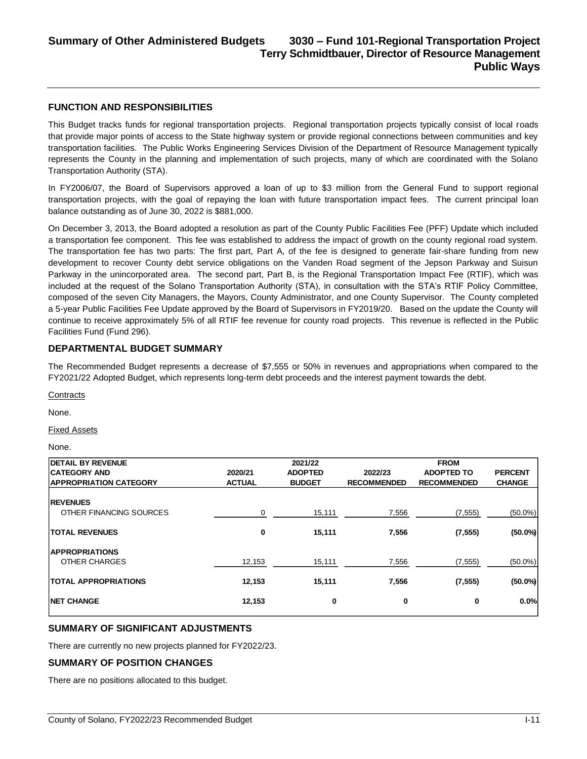# Summary of Other Administered Budgets 3030 – Fund 101-Regional Transportation Project

**Terry Schmidtbauer, Director of Resource Management**

**Public Ways**

## FUNCTION AND RESPONSIBILITIES

This Budget tracks funds for regional transportation projects. Regional transportation projects typically consist of local roads that provide major points of access to the State highway system or provide regional connections between communities and key transportation facilities. The Public Works Engineering Services Division of the Department of Resource Management typically represents the County in the planning and implementation of such projects, many of which are coordinated with the Solano Transportation Authority (STA).

In FY2006/07, the Board of Supervisors approved a loan of up to $3 million from the General Fund to support regional transportation projects, with the goal of repaying the loan with future transportation impact fees. The current principal loan balance outstanding as of June 30, 2022 is $881,000.

On December 3, 2013, the Board adopted a resolution as part of the County Public Facilities Fee (PFF) Update which included a transportation fee component. This fee was established to address the impact of growth on the county regional road system. The transportation fee has two parts: The first part, Part A, of the fee is designed to generate fair-share funding from new development to recover County debt service obligations on the Vanden Road segment of the Jepson Parkway and Suisun Parkway in the unincorporated area. The second part, Part B, is the Regional Transportation Impact Fee (RTIF), which was included at the request of the Solano Transportation Authority (STA), in consultation with the STA's RTIF Policy Committee, composed of the seven City Managers, the Mayors, County Administrator, and one County Supervisor. The County completed a 5-year Public Facilities Fee Update approved by the Board of Supervisors in FY2019/20. Based on the update the County will continue to receive approximately 5% of all RTIF fee revenue for county road projects. This revenue is reflected in the Public Facilities Fund (Fund 296).

## DEPARTMENTAL BUDGET SUMMARY

The Recommended Budget represents a decrease of $7,555 or 50% in revenues and appropriations when compared to the FY2021/22 Adopted Budget, which represents long-term debt proceeds and the interest payment towards the debt.

Contracts

None.

Fixed Assets

None.

| DETAIL BY REVENUE CATEGORY AND APPROPRIATION CATEGORY | 2020/21 ACTUAL | 2021/22 ADOPTED BUDGET | 2022/23 RECOMMENDED | FROM ADOPTED TO RECOMMENDED | PERCENT CHANGE |
|---|---|---|---|---|---|
| **REVENUES** | | | | | |
| OTHER FINANCING SOURCES | 0 | 15,111 | 7,556 | (7,555) | (50.0%) |
| **TOTAL REVENUES** | **0** | **15,111** | **7,556** | **(7,555)** | **(50.0%)** |
| **APPROPRIATIONS** | | | | | |
| OTHER CHARGES | 12,153 | 15,111 | 7,556 | (7,555) | (50.0%) |
| **TOTAL APPROPRIATIONS** | **12,153** | **15,111** | **7,556** | **(7,555)** | **(50.0%)** |
| **NET CHANGE** | **12,153** | **0** | **0** | **0** | **0.0%** |

## SUMMARY OF SIGNIFICANT ADJUSTMENTS

There are currently no new projects planned for FY2022/23.

## SUMMARY OF POSITION CHANGES

There are no positions allocated to this budget.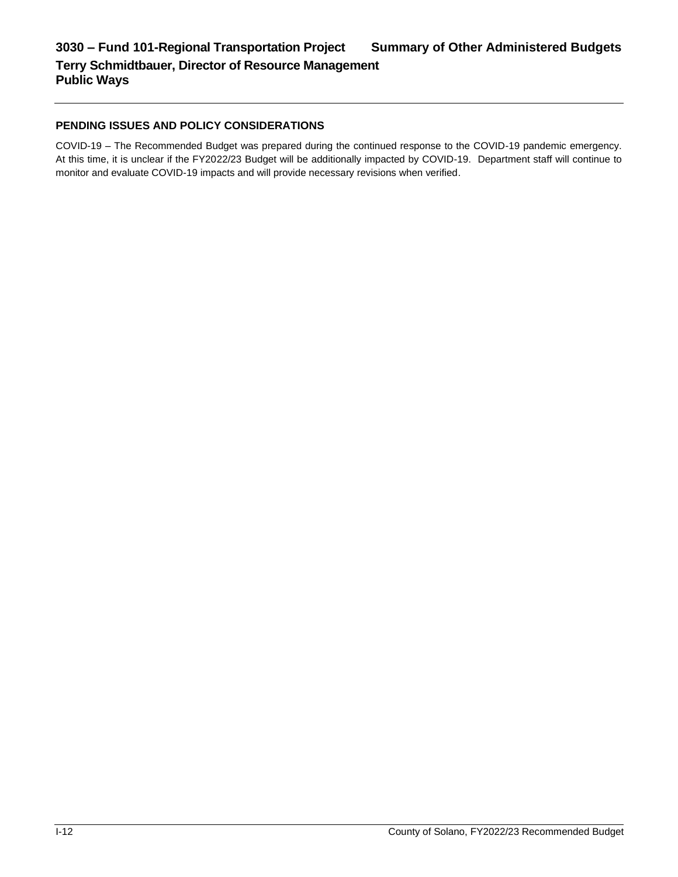## PENDING ISSUES AND POLICY CONSIDERATIONS

COVID-19 – The Recommended Budget was prepared during the continued response to the COVID-19 pandemic emergency. At this time, it is unclear if the FY2022/23 Budget will be additionally impacted by COVID-19. Department staff will continue to monitor and evaluate COVID-19 impacts and will provide necessary revisions when verified.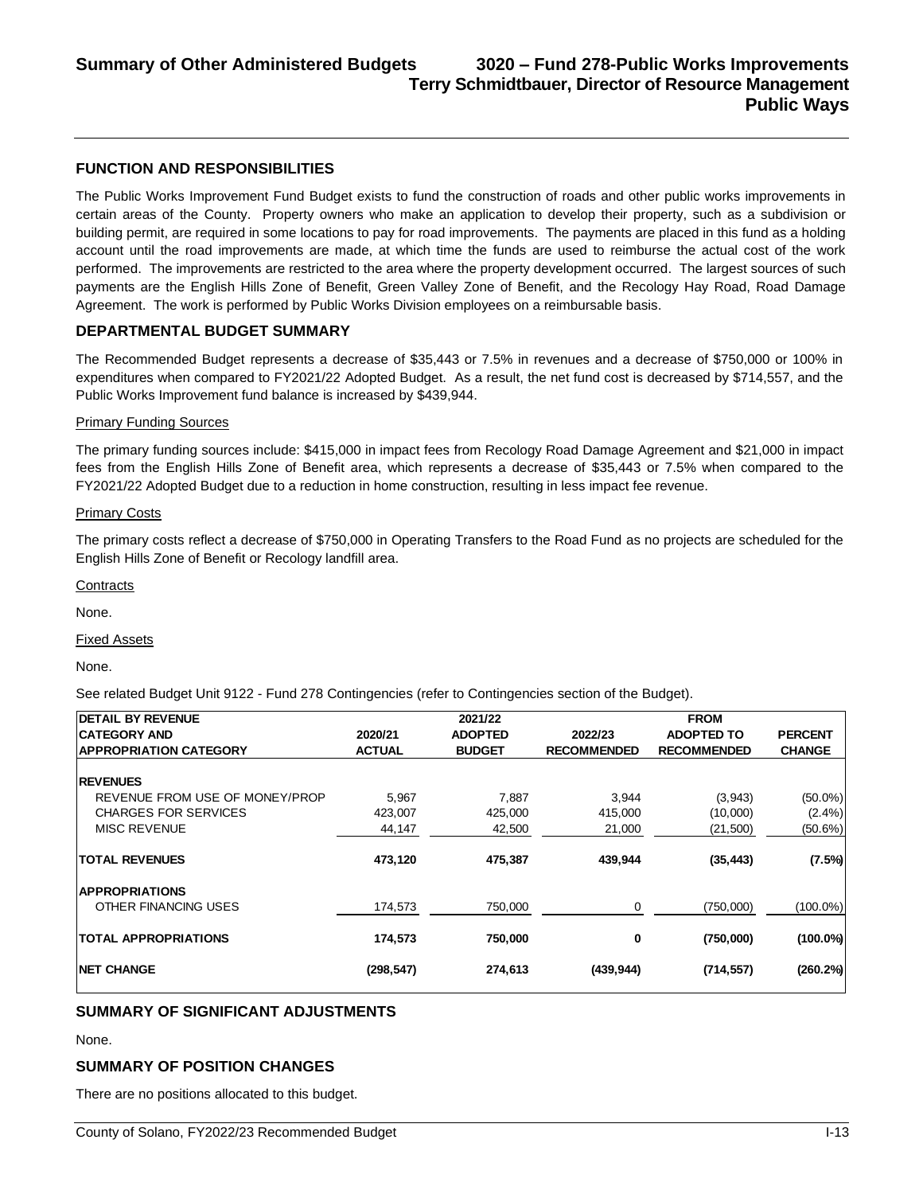# Summary of Other Administered Budgets — 3020 – Fund 278-Public Works Improvements

**Terry Schmidtbauer, Director of Resource Management**

**Public Ways**

## FUNCTION AND RESPONSIBILITIES

The Public Works Improvement Fund Budget exists to fund the construction of roads and other public works improvements in certain areas of the County. Property owners who make an application to develop their property, such as a subdivision or building permit, are required in some locations to pay for road improvements. The payments are placed in this fund as a holding account until the road improvements are made, at which time the funds are used to reimburse the actual cost of the work performed. The improvements are restricted to the area where the property development occurred. The largest sources of such payments are the English Hills Zone of Benefit, Green Valley Zone of Benefit, and the Recology Hay Road, Road Damage Agreement. The work is performed by Public Works Division employees on a reimbursable basis.

## DEPARTMENTAL BUDGET SUMMARY

The Recommended Budget represents a decrease of $35,443 or 7.5% in revenues and a decrease of $750,000 or 100% in expenditures when compared to FY2021/22 Adopted Budget. As a result, the net fund cost is decreased by $714,557, and the Public Works Improvement fund balance is increased by $439,944.

### Primary Funding Sources

The primary funding sources include: $415,000 in impact fees from Recology Road Damage Agreement and $21,000 in impact fees from the English Hills Zone of Benefit area, which represents a decrease of $35,443 or 7.5% when compared to the FY2021/22 Adopted Budget due to a reduction in home construction, resulting in less impact fee revenue.

### Primary Costs

The primary costs reflect a decrease of $750,000 in Operating Transfers to the Road Fund as no projects are scheduled for the English Hills Zone of Benefit or Recology landfill area.

### Contracts

None.

### Fixed Assets

None.

See related Budget Unit 9122 - Fund 278 Contingencies (refer to Contingencies section of the Budget).

| DETAIL BY REVENUE CATEGORY AND APPROPRIATION CATEGORY | 2020/21 ACTUAL | 2021/22 ADOPTED BUDGET | 2022/23 RECOMMENDED | FROM ADOPTED TO RECOMMENDED | PERCENT CHANGE |
|---|---|---|---|---|---|
| **REVENUES** | | | | | |
| REVENUE FROM USE OF MONEY/PROP | 5,967 | 7,887 | 3,944 | (3,943) | (50.0%) |
| CHARGES FOR SERVICES | 423,007 | 425,000 | 415,000 | (10,000) | (2.4%) |
| MISC REVENUE | 44,147 | 42,500 | 21,000 | (21,500) | (50.6%) |
| **TOTAL REVENUES** | **473,120** | **475,387** | **439,944** | **(35,443)** | **(7.5%)** |
| **APPROPRIATIONS** | | | | | |
| OTHER FINANCING USES | 174,573 | 750,000 | 0 | (750,000) | (100.0%) |
| **TOTAL APPROPRIATIONS** | **174,573** | **750,000** | **0** | **(750,000)** | **(100.0%)** |
| **NET CHANGE** | **(298,547)** | **274,613** | **(439,944)** | **(714,557)** | **(260.2%)** |

## SUMMARY OF SIGNIFICANT ADJUSTMENTS

None.

## SUMMARY OF POSITION CHANGES

There are no positions allocated to this budget.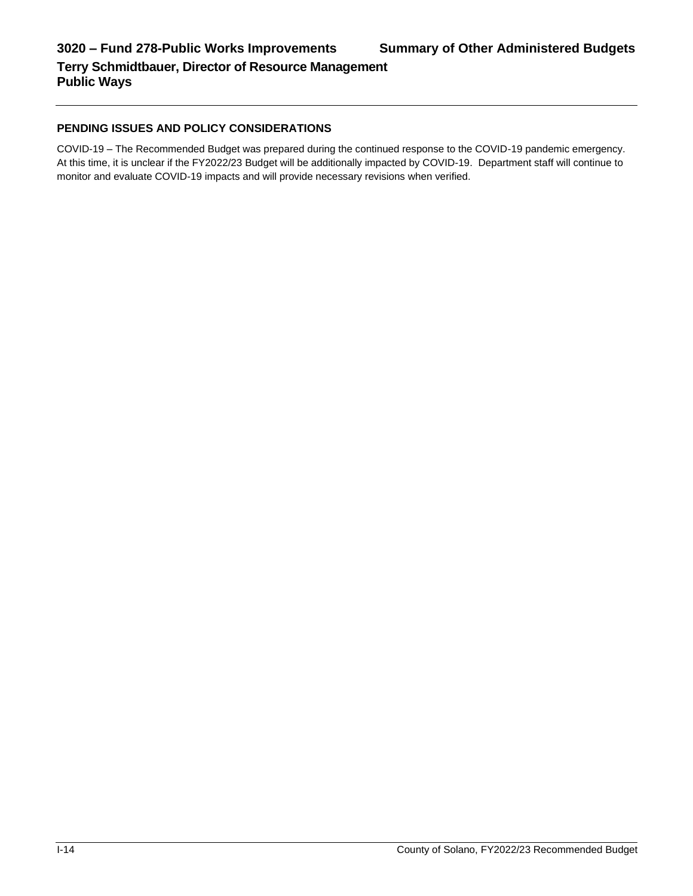# 3020 – Fund 278-Public Works Improvements — Summary of Other Administered Budgets

## Terry Schmidtbauer, Director of Resource Management
## Public Ways

### PENDING ISSUES AND POLICY CONSIDERATIONS

COVID-19 – The Recommended Budget was prepared during the continued response to the COVID-19 pandemic emergency. At this time, it is unclear if the FY2022/23 Budget will be additionally impacted by COVID-19. Department staff will continue to monitor and evaluate COVID-19 impacts and will provide necessary revisions when verified.